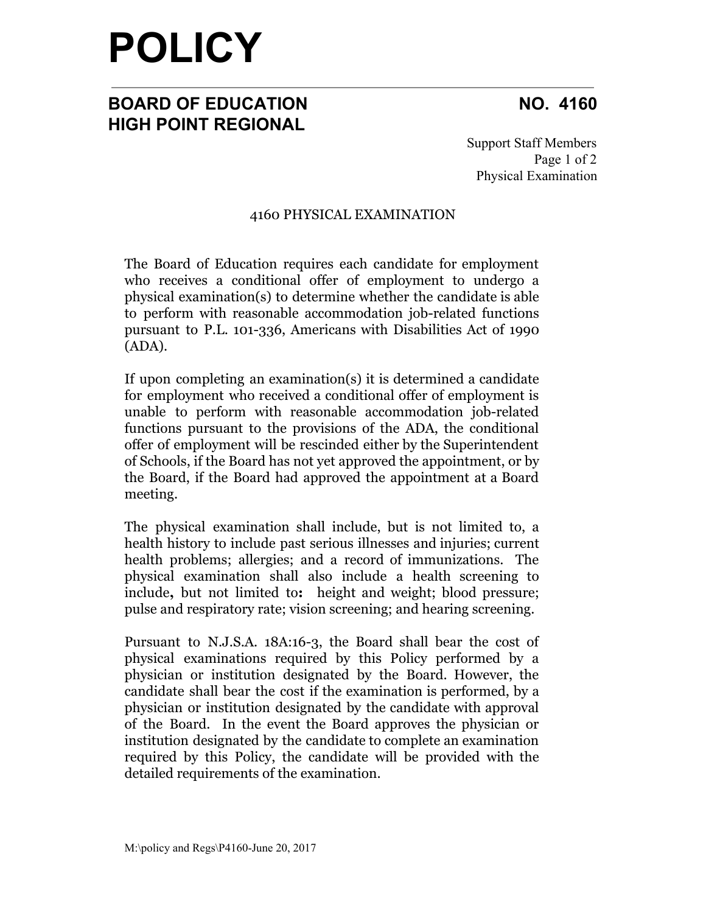# POLICY

## BOARD OF EDUCATION HIGH POINT REGIONAL

**NO. 4160**

Support Staff Members
Physical Examination

### 4160 PHYSICAL EXAMINATION

The Board of Education requires each candidate for employment who receives a conditional offer of employment to undergo a physical examination(s) to determine whether the candidate is able to perform with reasonable accommodation job-related functions pursuant to P.L. 101-336, Americans with Disabilities Act of 1990 (ADA).

If upon completing an examination(s) it is determined a candidate for employment who received a conditional offer of employment is unable to perform with reasonable accommodation job-related functions pursuant to the provisions of the ADA, the conditional offer of employment will be rescinded either by the Superintendent of Schools, if the Board has not yet approved the appointment, or by the Board, if the Board had approved the appointment at a Board meeting.

The physical examination shall include, but is not limited to, a health history to include past serious illnesses and injuries; current health problems; allergies; and a record of immunizations. The physical examination shall also include a health screening to include**,** but not limited to**:** height and weight; blood pressure; pulse and respiratory rate; vision screening; and hearing screening.

Pursuant to N.J.S.A. 18A:16-3, the Board shall bear the cost of physical examinations required by this Policy performed by a physician or institution designated by the Board. However, the candidate shall bear the cost if the examination is performed, by a physician or institution designated by the candidate with approval of the Board. In the event the Board approves the physician or institution designated by the candidate to complete an examination required by this Policy, the candidate will be provided with the detailed requirements of the examination.

M:\policy and Regs\P4160-June 20, 2017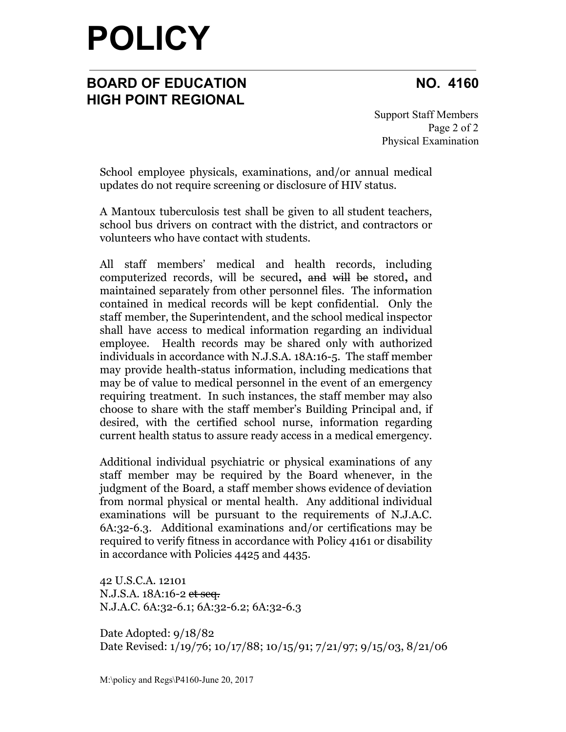School employee physicals, examinations, and/or annual medical updates do not require screening or disclosure of HIV status.

A Mantoux tuberculosis test shall be given to all student teachers, school bus drivers on contract with the district, and contractors or volunteers who have contact with students.

All staff members' medical and health records, including computerized records, will be secured, ~~and will be~~ stored, and maintained separately from other personnel files. The information contained in medical records will be kept confidential. Only the staff member, the Superintendent, and the school medical inspector shall have access to medical information regarding an individual employee. Health records may be shared only with authorized individuals in accordance with N.J.S.A. 18A:16-5. The staff member may provide health-status information, including medications that may be of value to medical personnel in the event of an emergency requiring treatment. In such instances, the staff member may also choose to share with the staff member's Building Principal and, if desired, with the certified school nurse, information regarding current health status to assure ready access in a medical emergency.

Additional individual psychiatric or physical examinations of any staff member may be required by the Board whenever, in the judgment of the Board, a staff member shows evidence of deviation from normal physical or mental health. Any additional individual examinations will be pursuant to the requirements of N.J.A.C. 6A:32-6.3. Additional examinations and/or certifications may be required to verify fitness in accordance with Policy 4161 or disability in accordance with Policies 4425 and 4435.

42 U.S.C.A. 12101
N.J.S.A. 18A:16-2 ~~et seq.~~
N.J.A.C. 6A:32-6.1; 6A:32-6.2; 6A:32-6.3

Date Adopted: 9/18/82
Date Revised: 1/19/76; 10/17/88; 10/15/91; 7/21/97; 9/15/03, 8/21/06

M:\policy and Regs\P4160-June 20, 2017